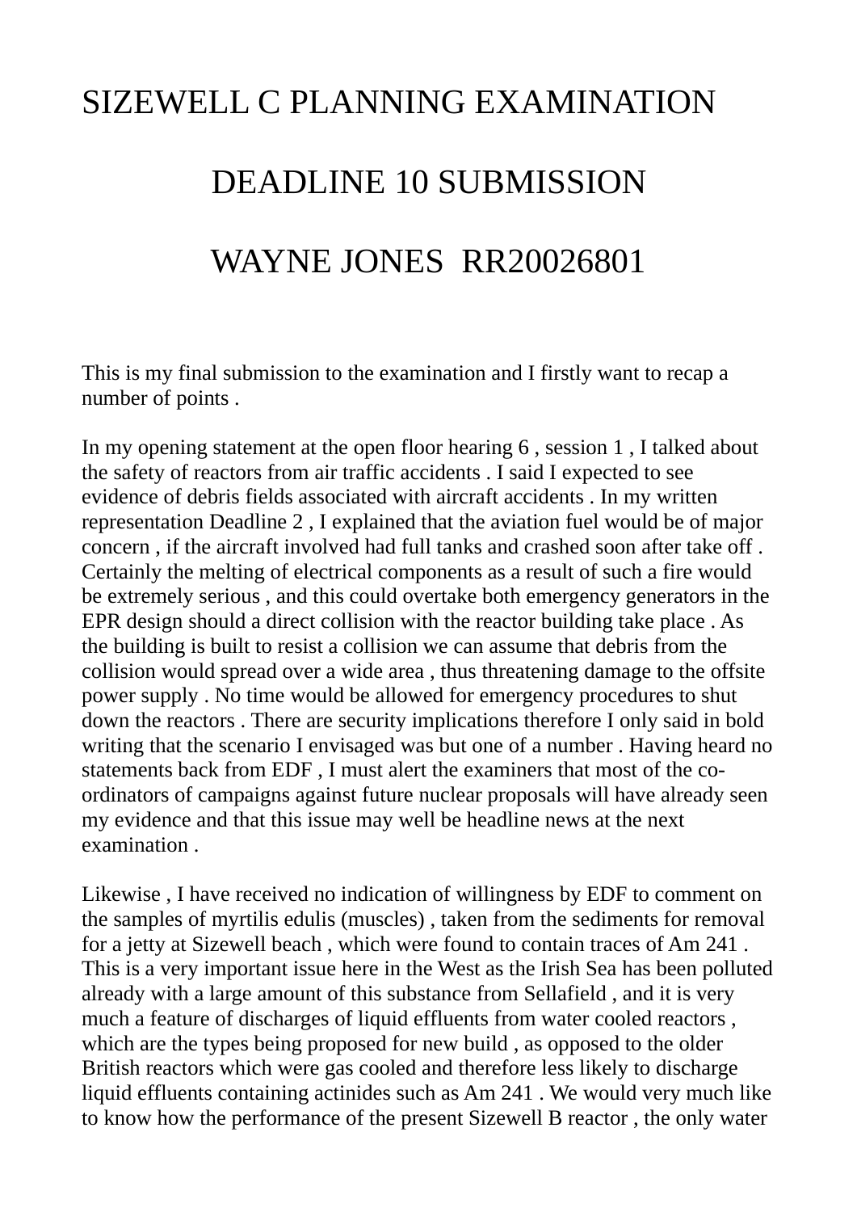# SIZEWELL C PLANNING EXAMINATION

## DEADLINE 10 SUBMISSION

## WAYNE JONES RR20026801

This is my final submission to the examination and I firstly want to recap a number of points .

In my opening statement at the open floor hearing 6 , session 1 , I talked about the safety of reactors from air traffic accidents . I said I expected to see evidence of debris fields associated with aircraft accidents . In my written representation Deadline 2 , I explained that the aviation fuel would be of major concern , if the aircraft involved had full tanks and crashed soon after take off . Certainly the melting of electrical components as a result of such a fire would be extremely serious , and this could overtake both emergency generators in the EPR design should a direct collision with the reactor building take place . As the building is built to resist a collision we can assume that debris from the collision would spread over a wide area , thus threatening damage to the offsite power supply . No time would be allowed for emergency procedures to shut down the reactors . There are security implications therefore I only said in bold writing that the scenario I envisaged was but one of a number . Having heard no statements back from EDF , I must alert the examiners that most of the co-ordinators of campaigns against future nuclear proposals will have already seen my evidence and that this issue may well be headline news at the next examination .

Likewise , I have received no indication of willingness by EDF to comment on the samples of myrtilis edulis (muscles) , taken from the sediments for removal for a jetty at Sizewell beach , which were found to contain traces of Am 241 . This is a very important issue here in the West as the Irish Sea has been polluted already with a large amount of this substance from Sellafield , and it is very much a feature of discharges of liquid effluents from water cooled reactors , which are the types being proposed for new build , as opposed to the older British reactors which were gas cooled and therefore less likely to discharge liquid effluents containing actinides such as Am 241 . We would very much like to know how the performance of the present Sizewell B reactor , the only water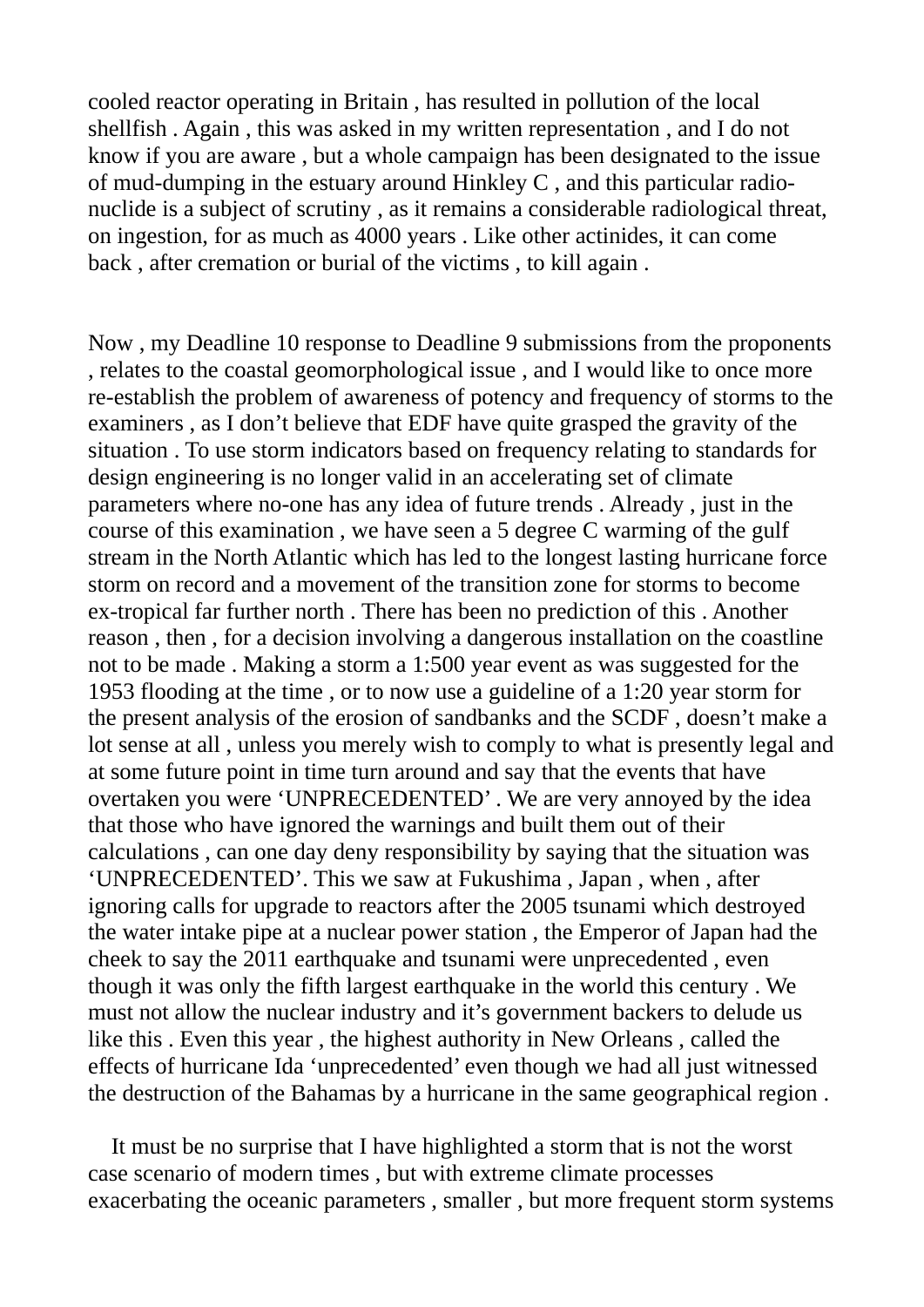cooled reactor operating in Britain , has resulted in pollution of the local shellfish . Again , this was asked in my written representation , and I do not know if you are aware , but a whole campaign has been designated to the issue of mud-dumping in the estuary around Hinkley C , and this particular radio-nuclide is a subject of scrutiny , as it remains a considerable radiological threat, on ingestion, for as much as 4000 years . Like other actinides, it can come back , after cremation or burial of the victims , to kill again .

Now , my Deadline 10 response to Deadline 9 submissions from the proponents , relates to the coastal geomorphological issue , and I would like to once more re-establish the problem of awareness of potency and frequency of storms to the examiners , as I don't believe that EDF have quite grasped the gravity of the situation . To use storm indicators based on frequency relating to standards for design engineering is no longer valid in an accelerating set of climate parameters where no-one has any idea of future trends . Already , just in the course of this examination , we have seen a 5 degree C warming of the gulf stream in the North Atlantic which has led to the longest lasting hurricane force storm on record and a movement of the transition zone for storms to become ex-tropical far further north . There has been no prediction of this . Another reason , then , for a decision involving a dangerous installation on the coastline not to be made . Making a storm a 1:500 year event as was suggested for the 1953 flooding at the time , or to now use a guideline of a 1:20 year storm for the present analysis of the erosion of sandbanks and the SCDF , doesn't make a lot sense at all , unless you merely wish to comply to what is presently legal and at some future point in time turn around and say that the events that have overtaken you were 'UNPRECEDENTED' . We are very annoyed by the idea that those who have ignored the warnings and built them out of their calculations , can one day deny responsibility by saying that the situation was 'UNPRECEDENTED'. This we saw at Fukushima , Japan , when , after ignoring calls for upgrade to reactors after the 2005 tsunami which destroyed the water intake pipe at a nuclear power station , the Emperor of Japan had the cheek to say the 2011 earthquake and tsunami were unprecedented , even though it was only the fifth largest earthquake in the world this century . We must not allow the nuclear industry and it's government backers to delude us like this . Even this year , the highest authority in New Orleans , called the effects of hurricane Ida 'unprecedented' even though we had all just witnessed the destruction of the Bahamas by a hurricane in the same geographical region .

It must be no surprise that I have highlighted a storm that is not the worst case scenario of modern times , but with extreme climate processes exacerbating the oceanic parameters , smaller , but more frequent storm systems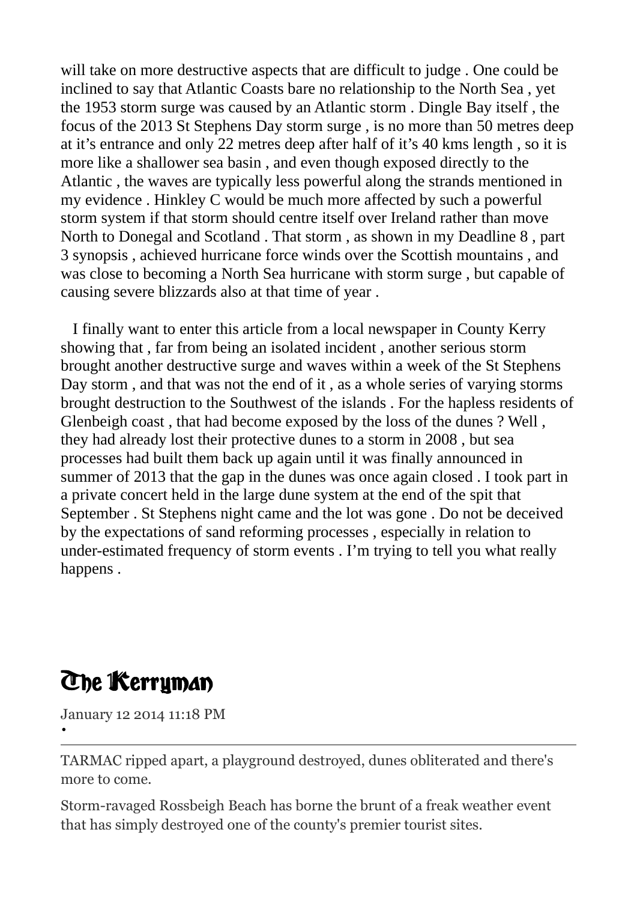will take on more destructive aspects that are difficult to judge . One could be inclined to say that Atlantic Coasts bare no relationship to the North Sea , yet the 1953 storm surge was caused by an Atlantic storm . Dingle Bay itself , the focus of the 2013 St Stephens Day storm surge , is no more than 50 metres deep at it's entrance and only 22 metres deep after half of it's 40 kms length , so it is more like a shallower sea basin , and even though exposed directly to the Atlantic , the waves are typically less powerful along the strands mentioned in my evidence . Hinkley C would be much more affected by such a powerful storm system if that storm should centre itself over Ireland rather than move North to Donegal and Scotland . That storm , as shown in my Deadline 8 , part 3 synopsis , achieved hurricane force winds over the Scottish mountains , and was close to becoming a North Sea hurricane with storm surge , but capable of causing severe blizzards also at that time of year .

I finally want to enter this article from a local newspaper in County Kerry showing that , far from being an isolated incident , another serious storm brought another destructive surge and waves within a week of the St Stephens Day storm , and that was not the end of it , as a whole series of varying storms brought destruction to the Southwest of the islands . For the hapless residents of Glenbeigh coast , that had become exposed by the loss of the dunes ? Well , they had already lost their protective dunes to a storm in 2008 , but sea processes had built them back up again until it was finally announced in summer of 2013 that the gap in the dunes was once again closed . I took part in a private concert held in the large dune system at the end of the spit that September . St Stephens night came and the lot was gone . Do not be deceived by the expectations of sand reforming processes , especially in relation to under-estimated frequency of storm events . I'm trying to tell you what really happens .

# The Kerryman

January 12 2014 11:18 PM

•

---

TARMAC ripped apart, a playground destroyed, dunes obliterated and there's more to come.

Storm-ravaged Rossbeigh Beach has borne the brunt of a freak weather event that has simply destroyed one of the county's premier tourist sites.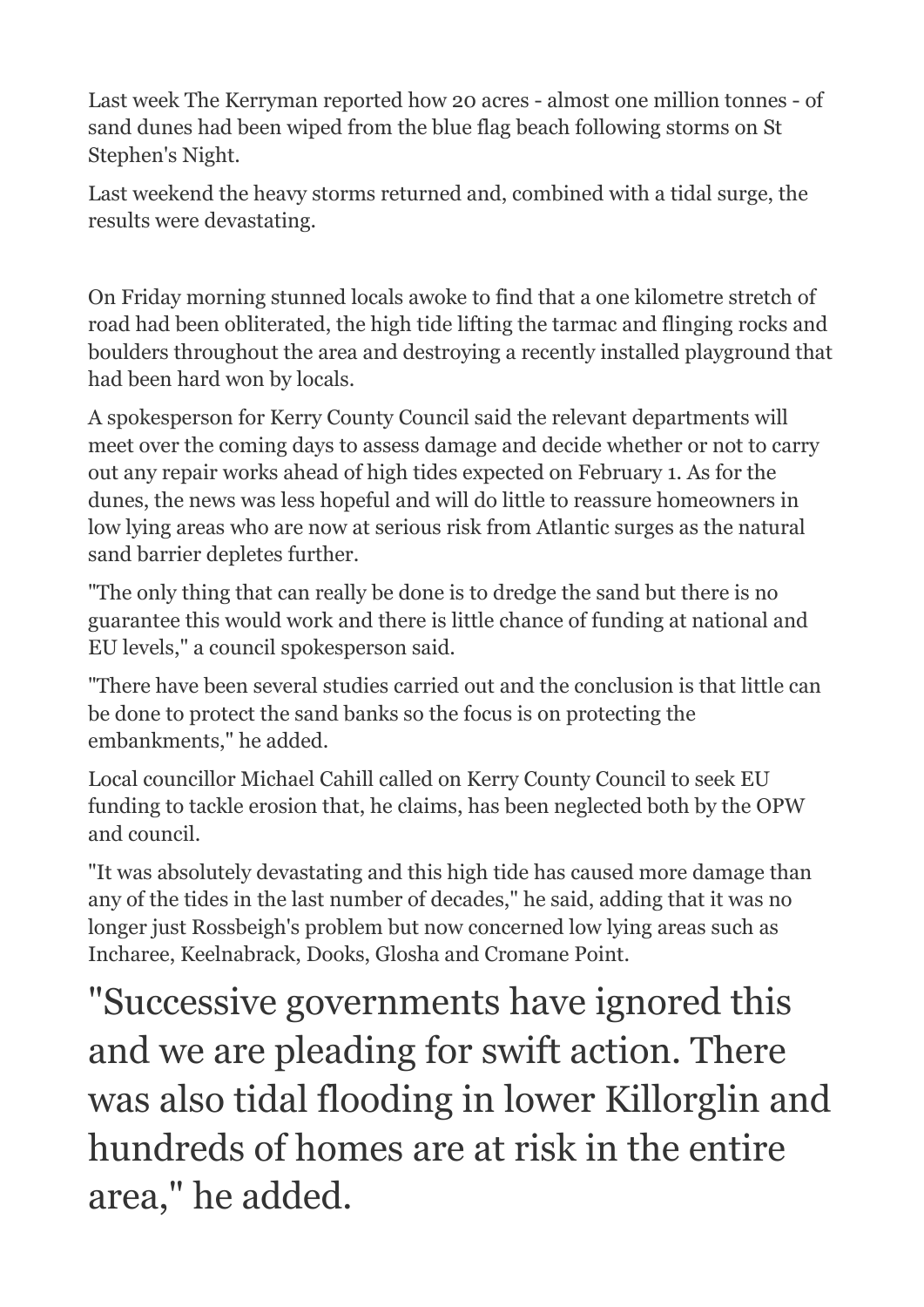Last week The Kerryman reported how 20 acres - almost one million tonnes - of sand dunes had been wiped from the blue flag beach following storms on St Stephen's Night.

Last weekend the heavy storms returned and, combined with a tidal surge, the results were devastating.

On Friday morning stunned locals awoke to find that a one kilometre stretch of road had been obliterated, the high tide lifting the tarmac and flinging rocks and boulders throughout the area and destroying a recently installed playground that had been hard won by locals.

A spokesperson for Kerry County Council said the relevant departments will meet over the coming days to assess damage and decide whether or not to carry out any repair works ahead of high tides expected on February 1. As for the dunes, the news was less hopeful and will do little to reassure homeowners in low lying areas who are now at serious risk from Atlantic surges as the natural sand barrier depletes further.

"The only thing that can really be done is to dredge the sand but there is no guarantee this would work and there is little chance of funding at national and EU levels," a council spokesperson said.

"There have been several studies carried out and the conclusion is that little can be done to protect the sand banks so the focus is on protecting the embankments," he added.

Local councillor Michael Cahill called on Kerry County Council to seek EU funding to tackle erosion that, he claims, has been neglected both by the OPW and council.

"It was absolutely devastating and this high tide has caused more damage than any of the tides in the last number of decades," he said, adding that it was no longer just Rossbeigh's problem but now concerned low lying areas such as Incharee, Keelnabrack, Dooks, Glosha and Cromane Point.

## "Successive governments have ignored this and we are pleading for swift action. There was also tidal flooding in lower Killorglin and hundreds of homes are at risk in the entire area," he added.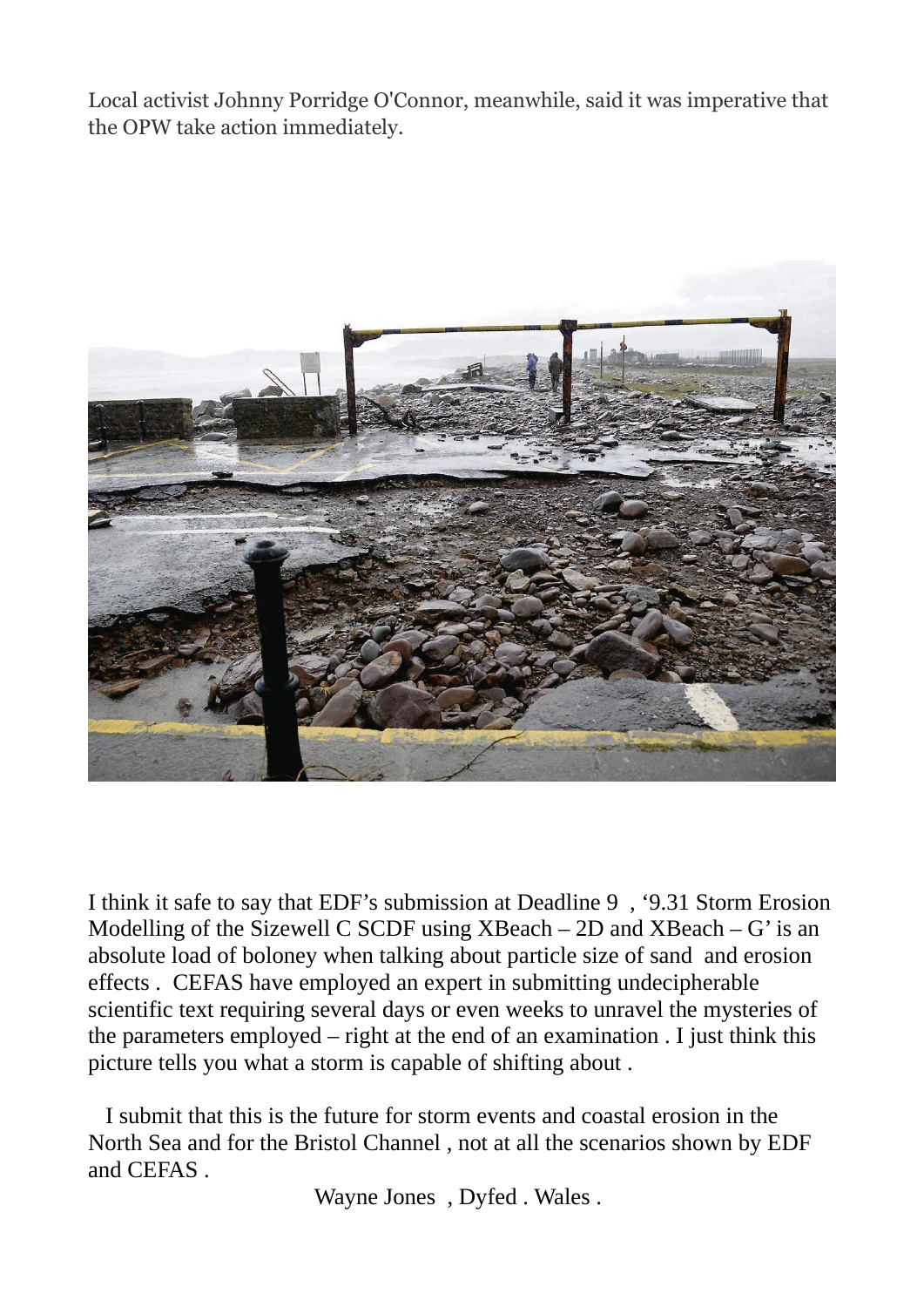Local activist Johnny Porridge O'Connor, meanwhile, said it was imperative that the OPW take action immediately.

I think it safe to say that EDF's submission at Deadline 9 , '9.31 Storm Erosion Modelling of the Sizewell C SCDF using XBeach – 2D and XBeach – G' is an absolute load of boloney when talking about particle size of sand and erosion effects . CEFAS have employed an expert in submitting undecipherable scientific text requiring several days or even weeks to unravel the mysteries of the parameters employed – right at the end of an examination . I just think this picture tells you what a storm is capable of shifting about .

I submit that this is the future for storm events and coastal erosion in the North Sea and for the Bristol Channel , not at all the scenarios shown by EDF and CEFAS .

Wayne Jones , Dyfed . Wales .